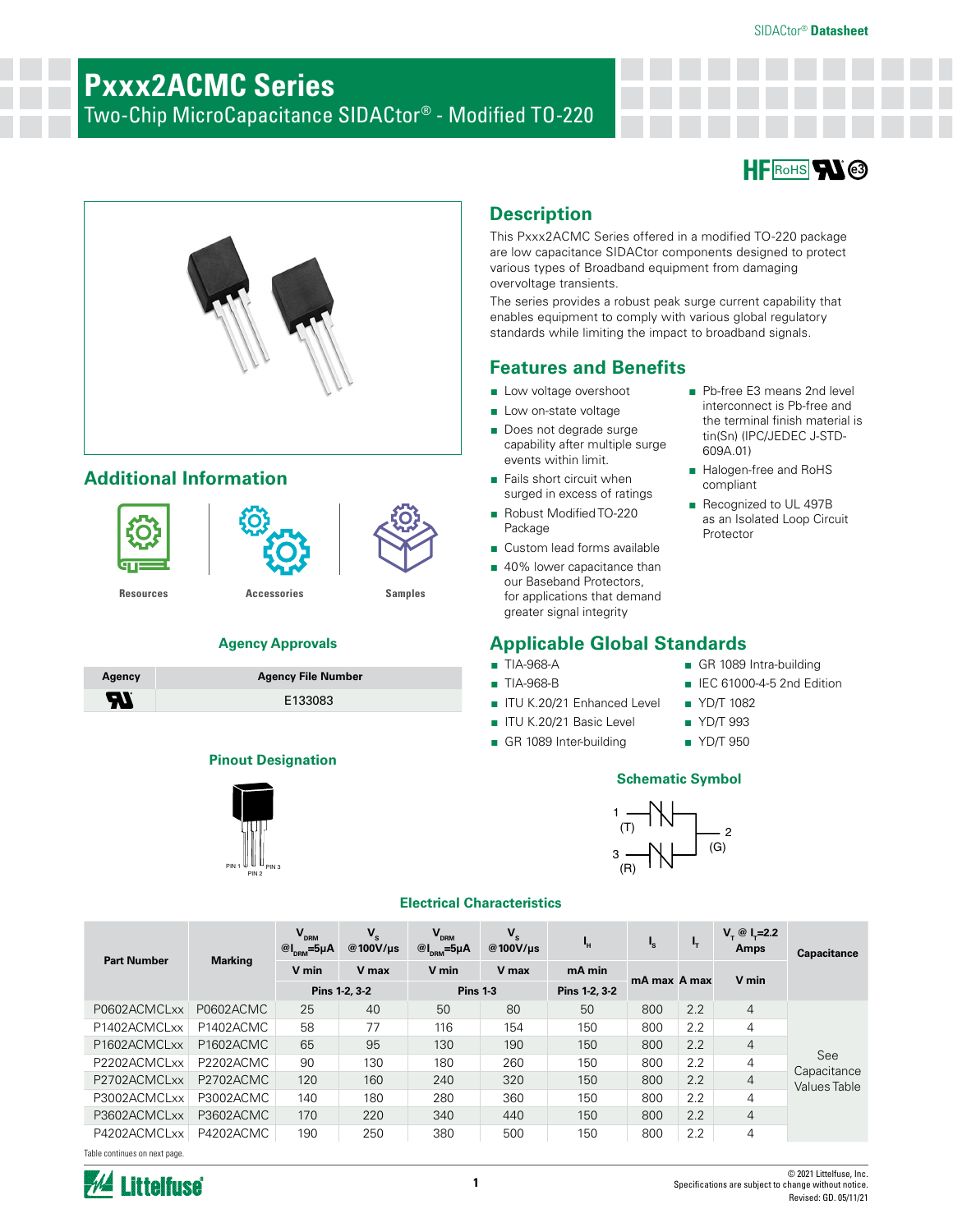# Pxxx2ACMC Series

Two-Chip MicroCapacitance SIDACtor® - Modified TO-220

## Description

This Pxxx2ACMC Series offered in a modified TO-220 package are low capacitance SIDACtor components designed to protect various types of Broadband equipment from damaging overvoltage transients.

The series provides a robust peak surge current capability that enables equipment to comply with various global regulatory standards while limiting the impact to broadband signals.

## Features and Benefits

- Low voltage overshoot
- Low on-state voltage
- Does not degrade surge capability after multiple surge events within limit.
- Fails short circuit when surged in excess of ratings
- Robust Modified TO-220 Package
- Custom lead forms available
- 40% lower capacitance than our Baseband Protectors, for applications that demand greater signal integrity
- Pb-free E3 means 2nd level interconnect is Pb-free and the terminal finish material is tin(Sn) (IPC/JEDEC J-STD-609A.01)
- Halogen-free and RoHS compliant
- Recognized to UL 497B as an Isolated Loop Circuit Protector

## Additional Information

Resources | Accessories | Samples

### Agency Approvals

| Agency | Agency File Number |
|---|---|
| UL | E133083 |

## Applicable Global Standards

- TIA-968-A
- TIA-968-B
- ITU K.20/21 Enhanced Level
- ITU K.20/21 Basic Level
- GR 1089 Inter-building
- GR 1089 Intra-building
- IEC 61000-4-5 2nd Edition
- YD/T 1082
- YD/T 993
- YD/T 950

### Pinout Designation

PIN 1 PIN 2 PIN 3

### Schematic Symbol

1 (T), 2 (G), 3 (R)

### Electrical Characteristics

| Part Number | Marking | $V_{DRM}$ @$I_{DRM}$=5µA | $V_S$ @100V/µs | $V_{DRM}$ @$I_{DRM}$=5µA | $V_S$ @100V/µs | $I_H$ | $I_S$ | $I_T$ | $V_T$ @ $I_T$=2.2 Amps | Capacitance |
|---|---|---|---|---|---|---|---|---|---|---|
| | | V min | V max | V min | V max | mA min | mA max | A max | V min | |
| | | Pins 1-2, 3-2 | | Pins 1-3 | | Pins 1-2, 3-2 | | | | |
| P0602ACMCLxx | P0602ACMC | 25 | 40 | 50 | 80 | 50 | 800 | 2.2 | 4 | See Capacitance Values Table |
| P1402ACMCLxx | P1402ACMC | 58 | 77 | 116 | 154 | 150 | 800 | 2.2 | 4 | |
| P1602ACMCLxx | P1602ACMC | 65 | 95 | 130 | 190 | 150 | 800 | 2.2 | 4 | |
| P2202ACMCLxx | P2202ACMC | 90 | 130 | 180 | 260 | 150 | 800 | 2.2 | 4 | |
| P2702ACMCLxx | P2702ACMC | 120 | 160 | 240 | 320 | 150 | 800 | 2.2 | 4 | |
| P3002ACMCLxx | P3002ACMC | 140 | 180 | 280 | 360 | 150 | 800 | 2.2 | 4 | |
| P3602ACMCLxx | P3602ACMC | 170 | 220 | 340 | 440 | 150 | 800 | 2.2 | 4 | |
| P4202ACMCLxx | P4202ACMC | 190 | 250 | 380 | 500 | 150 | 800 | 2.2 | 4 | |

Table continues on next page.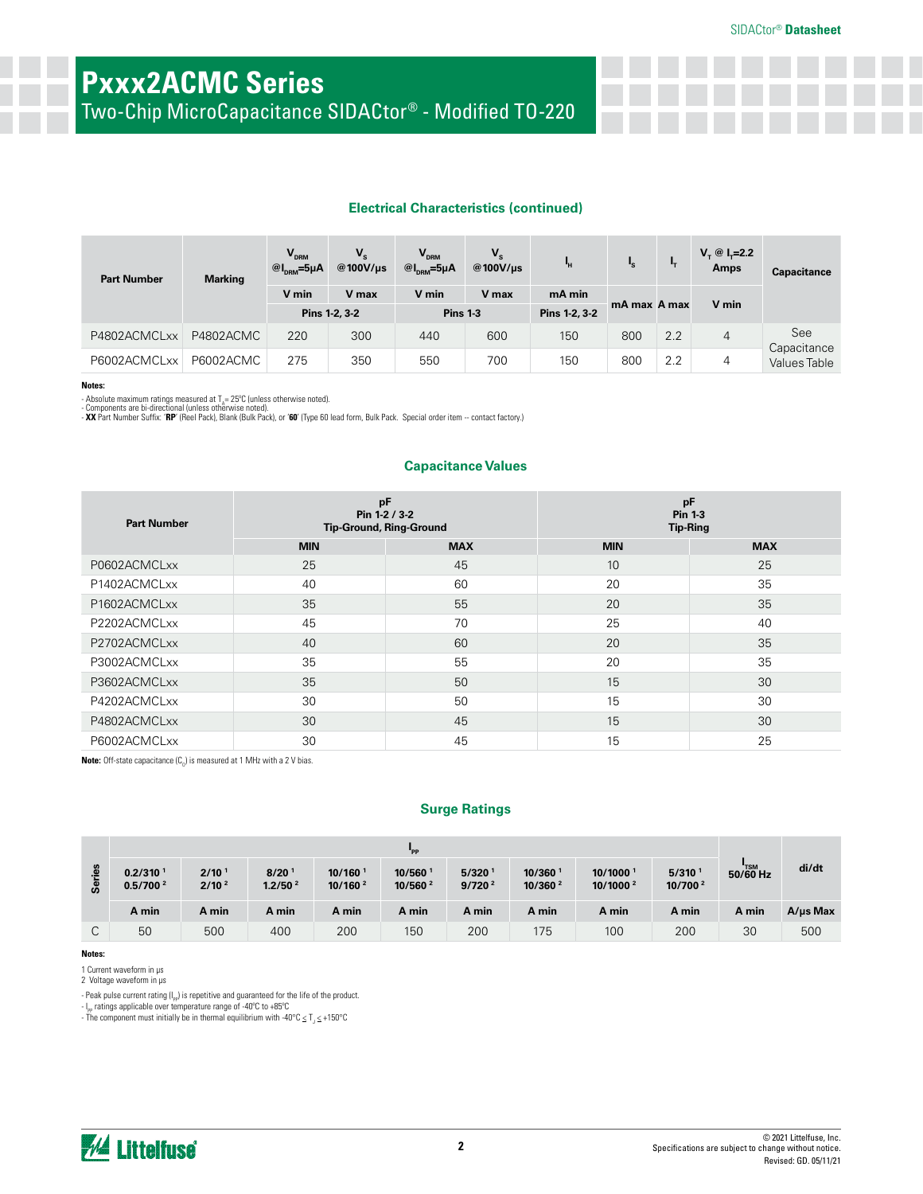# Pxxx2ACMC Series

Two-Chip MicroCapacitance SIDACtor® - Modified TO-220

### Electrical Characteristics (continued)

| Part Number | Marking | $V_{DRM}$ @$I_{DRM}$=5µA | $V_S$ @100V/µs | $V_{DRM}$ @$I_{DRM}$=5µA | $V_S$ @100V/µs | $I_H$ | $I_S$ | $I_T$ | $V_T$ @ $I_T$=2.2 Amps | Capacitance |
|---|---|---|---|---|---|---|---|---|---|---|
| | | V min | V max | V min | V max | mA min | mA max | A max | V min | |
| | | Pins 1-2, 3-2 | | Pins 1-3 | | Pins 1-2, 3-2 | | | | |
| P4802ACMCLxx | P4802ACMC | 220 | 300 | 440 | 600 | 150 | 800 | 2.2 | 4 | See Capacitance Values Table |
| P6002ACMCLxx | P6002ACMC | 275 | 350 | 550 | 700 | 150 | 800 | 2.2 | 4 | |

**Notes:**

- Absolute maximum ratings measured at $T_A$ = 25°C (unless otherwise noted).
- Components are bi-directional (unless otherwise noted).
- **XX** Part Number Suffix: '**RP**' (Reel Pack), Blank (Bulk Pack), or '**60**' (Type 60 lead form, Bulk Pack. Special order item -- contact factory.)

### Capacitance Values

| Part Number | pF Pin 1-2 / 3-2 Tip-Ground, Ring-Ground | | pF Pin 1-3 Tip-Ring | |
|---|---|---|---|---|
| | MIN | MAX | MIN | MAX |
| P0602ACMCLxx | 25 | 45 | 10 | 25 |
| P1402ACMCLxx | 40 | 60 | 20 | 35 |
| P1602ACMCLxx | 35 | 55 | 20 | 35 |
| P2202ACMCLxx | 45 | 70 | 25 | 40 |
| P2702ACMCLxx | 40 | 60 | 20 | 35 |
| P3002ACMCLxx | 35 | 55 | 20 | 35 |
| P3602ACMCLxx | 35 | 50 | 15 | 30 |
| P4202ACMCLxx | 30 | 50 | 15 | 30 |
| P4802ACMCLxx | 30 | 45 | 15 | 30 |
| P6002ACMCLxx | 30 | 45 | 15 | 25 |

**Note:** Off-state capacitance ($C_O$) is measured at 1 MHz with a 2 V bias.

### Surge Ratings

| Series | $I_{PP}$ 0.2/310 [1] 0.5/700 [2] | 2/10 [1] 2/10 [2] | 8/20 [1] 1.2/50 [2] | 10/160 [1] 10/160 [2] | 10/560 [1] 10/560 [2] | 5/320 [1] 9/720 [2] | 10/360 [1] 10/360 [2] | 10/1000 [1] 10/1000 [2] | 5/310 [1] 10/700 [2] | $I_{TSM}$ 50/60 Hz | di/dt |
|---|---|---|---|---|---|---|---|---|---|---|---|
| | A min | A min | A min | A min | A min | A min | A min | A min | A min | A min | A/µs Max |
| C | 50 | 500 | 400 | 200 | 150 | 200 | 175 | 100 | 200 | 30 | 500 |

**Notes:**

1 Current waveform in µs
2 Voltage waveform in µs

- Peak pulse current rating ($I_{PP}$) is repetitive and guaranteed for the life of the product.
- $I_{PP}$ ratings applicable over temperature range of -40°C to +85°C
- The component must initially be in thermal equilibrium with -40°C ≤ $T_J$ ≤ +150°C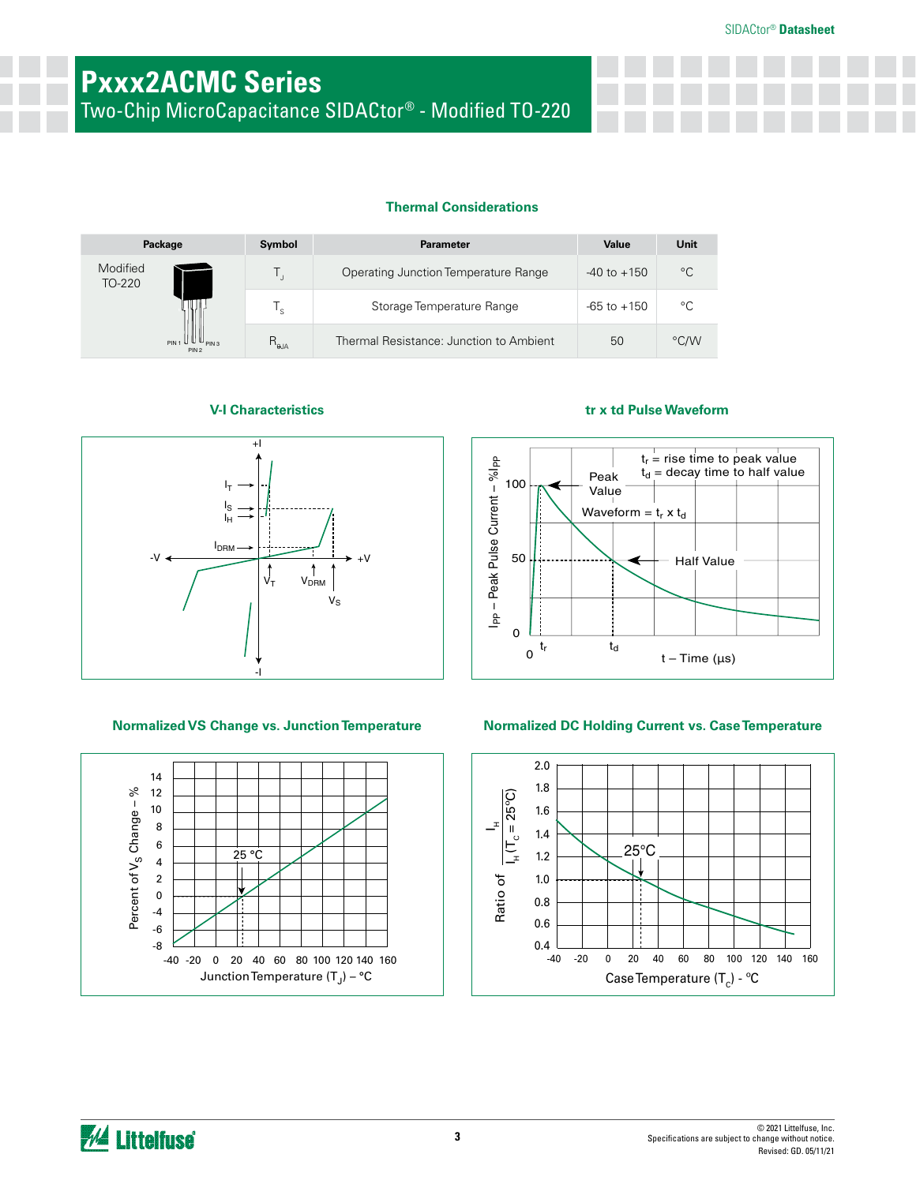# Pxxx2ACMC Series

Two-Chip MicroCapacitance SIDACtor® - Modified TO-220

### Thermal Considerations

| Package | Symbol | Parameter | Value | Unit |
|---|---|---|---|---|
| Modified TO-220 | $T_J$ | Operating Junction Temperature Range | -40 to +150 | °C |
| | $T_S$ | Storage Temperature Range | -65 to +150 | °C |
| | $R_{\theta JA}$ | Thermal Resistance: Junction to Ambient | 50 | °C/W |

### V-I Characteristics

### tr x td Pulse Waveform

$t_r$ = rise time to peak value
$t_d$ = decay time to half value

Waveform = $t_r$ x $t_d$

### Normalized VS Change vs. Junction Temperature

### Normalized DC Holding Current vs. Case Temperature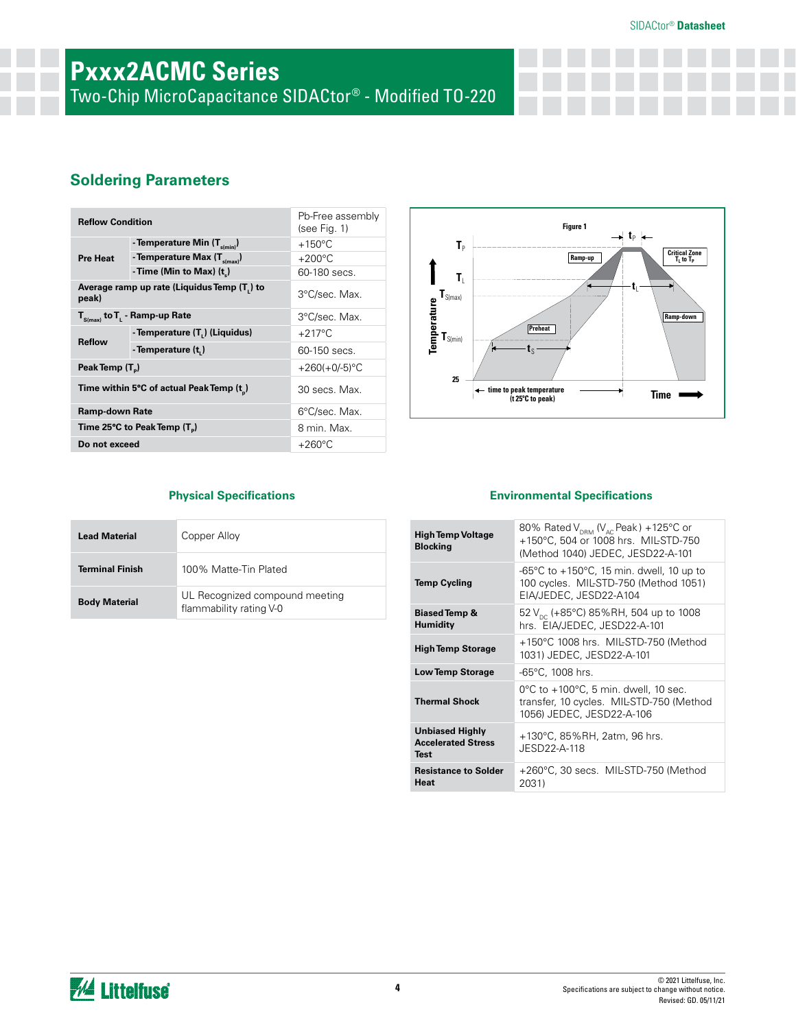# Pxxx2ACMC Series

Two-Chip MicroCapacitance SIDACtor® - Modified TO-220

## Soldering Parameters

| Reflow Condition | | Pb-Free assembly (see Fig. 1) |
|---|---|---|
| Pre Heat | - Temperature Min ($T_{s(min)}$) | +150°C |
| | - Temperature Max ($T_{s(max)}$) | +200°C |
| | - Time (Min to Max) ($t_s$) | 60-180 secs. |
| Average ramp up rate (Liquidus Temp ($T_L$) to peak) | | 3°C/sec. Max. |
| $T_{S(max)}$ to $T_L$ - Ramp-up Rate | | 3°C/sec. Max. |
| Reflow | - Temperature ($T_L$) (Liquidus) | +217°C |
| | - Temperature ($t_L$) | 60-150 secs. |
| Peak Temp ($T_P$) | | +260(+0/-5)°C |
| Time within 5°C of actual Peak Temp ($t_p$) | | 30 secs. Max. |
| Ramp-down Rate | | 6°C/sec. Max. |
| Time 25°C to Peak Temp ($T_P$) | | 8 min. Max. |
| Do not exceed | | +260°C |

Figure 1

## Physical Specifications

| Lead Material | Copper Alloy |
|---|---|
| Terminal Finish | 100% Matte-Tin Plated |
| Body Material | UL Recognized compound meeting flammability rating V-0 |

## Environmental Specifications

| High Temp Voltage Blocking | 80% Rated $V_{DRM}$ ($V_{AC}$ Peak) +125°C or +150°C, 504 or 1008 hrs. MIL-STD-750 (Method 1040) JEDEC, JESD22-A-101 |
|---|---|
| Temp Cycling | -65°C to +150°C, 15 min. dwell, 10 up to 100 cycles. MIL-STD-750 (Method 1051) EIA/JEDEC, JESD22-A104 |
| Biased Temp & Humidity | 52 $V_{DC}$ (+85°C) 85%RH, 504 up to 1008 hrs. EIA/JEDEC, JESD22-A-101 |
| High Temp Storage | +150°C 1008 hrs. MIL-STD-750 (Method 1031) JEDEC, JESD22-A-101 |
| Low Temp Storage | -65°C, 1008 hrs. |
| Thermal Shock | 0°C to +100°C, 5 min. dwell, 10 sec. transfer, 10 cycles. MIL-STD-750 (Method 1056) JEDEC, JESD22-A-106 |
| Unbiased Highly Accelerated Stress Test | +130°C, 85%RH, 2atm, 96 hrs. JESD22-A-118 |
| Resistance to Solder Heat | +260°C, 30 secs. MIL-STD-750 (Method 2031) |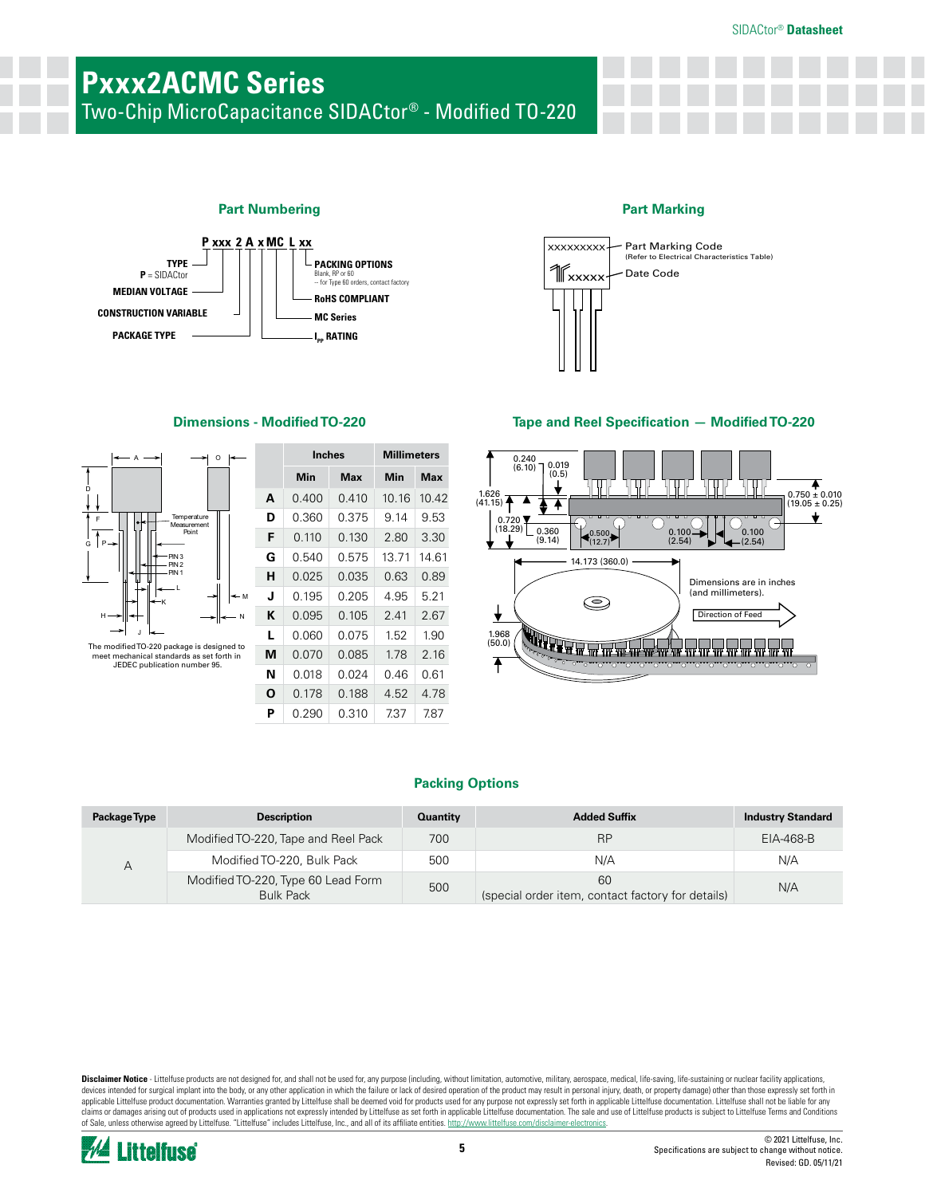# Pxxx2ACMC Series

Two-Chip MicroCapacitance SIDACtor® - Modified TO-220

## Part Numbering

P xxx 2 A x MC L xx

TYPE
P = SIDACtor

MEDIAN VOLTAGE

CONSTRUCTION VARIABLE

PACKAGE TYPE

PACKING OPTIONS
Blank, RP or 60
-- for Type 60 orders, contact factory

RoHS COMPLIANT

MC Series

$I_{PP}$ RATING

## Part Marking

xxxxxxxxx — Part Marking Code (Refer to Electrical Characteristics Table)

xxxxx — Date Code

## Dimensions - Modified TO-220

A
O
D
F
G
P
Temperature Measurement Point
PIN 3
PIN 2
PIN 1
L
K
M
H
N
J

The modified TO-220 package is designed to meet mechanical standards as set forth in JEDEC publication number 95.

| | Inches | | Millimeters | |
|---|---|---|---|---|
| | Min | Max | Min | Max |
| A | 0.400 | 0.410 | 10.16 | 10.42 |
| D | 0.360 | 0.375 | 9.14 | 9.53 |
| F | 0.110 | 0.130 | 2.80 | 3.30 |
| G | 0.540 | 0.575 | 13.71 | 14.61 |
| H | 0.025 | 0.035 | 0.63 | 0.89 |
| J | 0.195 | 0.205 | 4.95 | 5.21 |
| K | 0.095 | 0.105 | 2.41 | 2.67 |
| L | 0.060 | 0.075 | 1.52 | 1.90 |
| M | 0.070 | 0.085 | 1.78 | 2.16 |
| N | 0.018 | 0.024 | 0.46 | 0.61 |
| O | 0.178 | 0.188 | 4.52 | 4.78 |
| P | 0.290 | 0.310 | 7.37 | 7.87 |

## Tape and Reel Specification — Modified TO-220

0.240 (6.10)
0.019 (0.5)
1.626 (41.15)
0.720 (18.29)
0.360 (9.14)
0.500 (12.7)
0.100 (2.54)
0.100 (2.54)
0.750 ± 0.010 (19.05 ± 0.25)
14.173 (360.0)
1.968 (50.0)
Dimensions are in inches (and millimeters).
Direction of Feed

## Packing Options

| Package Type | Description | Quantity | Added Suffix | Industry Standard |
|---|---|---|---|---|
| A | Modified TO-220, Tape and Reel Pack | 700 | RP | EIA-468-B |
| | Modified TO-220, Bulk Pack | 500 | N/A | N/A |
| | Modified TO-220, Type 60 Lead Form Bulk Pack | 500 | 60 (special order item, contact factory for details) | N/A |

**Disclaimer Notice** - Littelfuse products are not designed for, and shall not be used for, any purpose (including, without limitation, automotive, military, aerospace, medical, life-saving, life-sustaining or nuclear facility applications, devices intended for surgical implant into the body, or any other application in which the failure or lack of desired operation of the product may result in personal injury, death, or property damage) other than those expressly set forth in applicable Littelfuse product documentation. Warranties granted by Littelfuse shall be deemed void for products used for any purpose not expressly set forth in applicable Littelfuse documentation. Littelfuse shall not be liable for any claims or damages arising out of products used in applications not expressly intended by Littelfuse as set forth in applicable Littelfuse documentation. The sale and use of Littelfuse products is subject to Littelfuse Terms and Conditions of Sale, unless otherwise agreed by Littelfuse. "Littelfuse" includes Littelfuse, Inc., and all of its affiliate entities. http://www.littelfuse.com/disclaimer-electronics.

© 2021 Littelfuse, Inc.
Specifications are subject to change without notice.
Revised: GD. 05/11/21